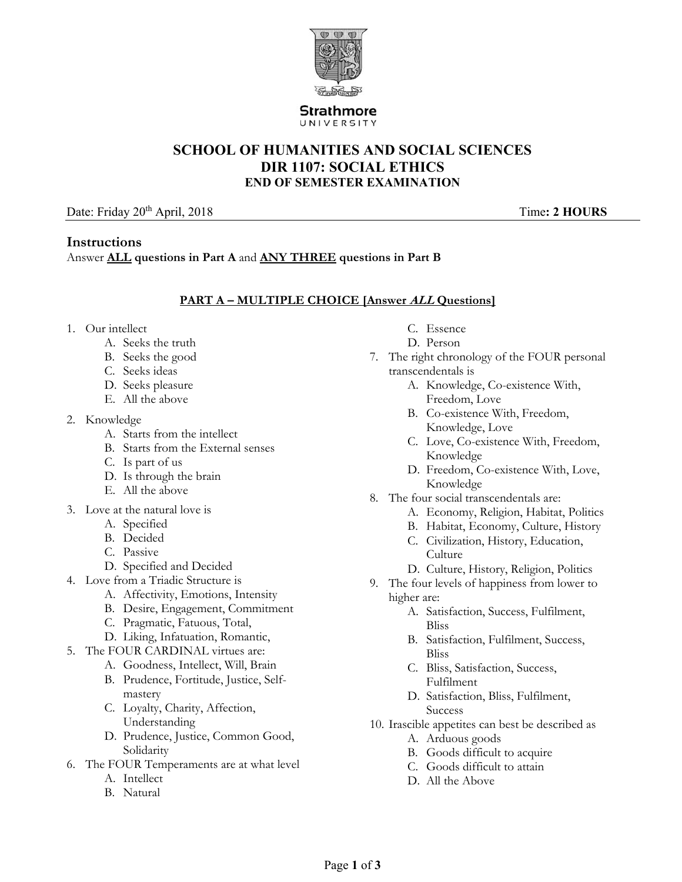Strathmore
UNIVERSITY

# SCHOOL OF HUMANITIES AND SOCIAL SCIENCES
## DIR 1107: SOCIAL ETHICS
### END OF SEMESTER EXAMINATION

Date: Friday 20th April, 2018 Time**: 2 HOURS**

## Instructions

Answer **ALL questions in Part A** and **ANY THREE questions in Part B**

### PART A – MULTIPLE CHOICE [Answer *ALL* Questions]

1. Our intellect
   A. Seeks the truth
   B. Seeks the good
   C. Seeks ideas
   D. Seeks pleasure
   E. All the above
2. Knowledge
   A. Starts from the intellect
   B. Starts from the External senses
   C. Is part of us
   D. Is through the brain
   E. All the above
3. Love at the natural love is
   A. Specified
   B. Decided
   C. Passive
   D. Specified and Decided
4. Love from a Triadic Structure is
   A. Affectivity, Emotions, Intensity
   B. Desire, Engagement, Commitment
   C. Pragmatic, Fatuous, Total,
   D. Liking, Infatuation, Romantic,
5. The FOUR CARDINAL virtues are:
   A. Goodness, Intellect, Will, Brain
   B. Prudence, Fortitude, Justice, Self-mastery
   C. Loyalty, Charity, Affection, Understanding
   D. Prudence, Justice, Common Good, Solidarity
6. The FOUR Temperaments are at what level
   A. Intellect
   B. Natural
   C. Essence
   D. Person
7. The right chronology of the FOUR personal transcendentals is
   A. Knowledge, Co-existence With, Freedom, Love
   B. Co-existence With, Freedom, Knowledge, Love
   C. Love, Co-existence With, Freedom, Knowledge
   D. Freedom, Co-existence With, Love, Knowledge
8. The four social transcendentals are:
   A. Economy, Religion, Habitat, Politics
   B. Habitat, Economy, Culture, History
   C. Civilization, History, Education, Culture
   D. Culture, History, Religion, Politics
9. The four levels of happiness from lower to higher are:
   A. Satisfaction, Success, Fulfilment, Bliss
   B. Satisfaction, Fulfilment, Success, Bliss
   C. Bliss, Satisfaction, Success, Fulfilment
   D. Satisfaction, Bliss, Fulfilment, Success
10. Irascible appetites can best be described as
    A. Arduous goods
    B. Goods difficult to acquire
    C. Goods difficult to attain
    D. All the Above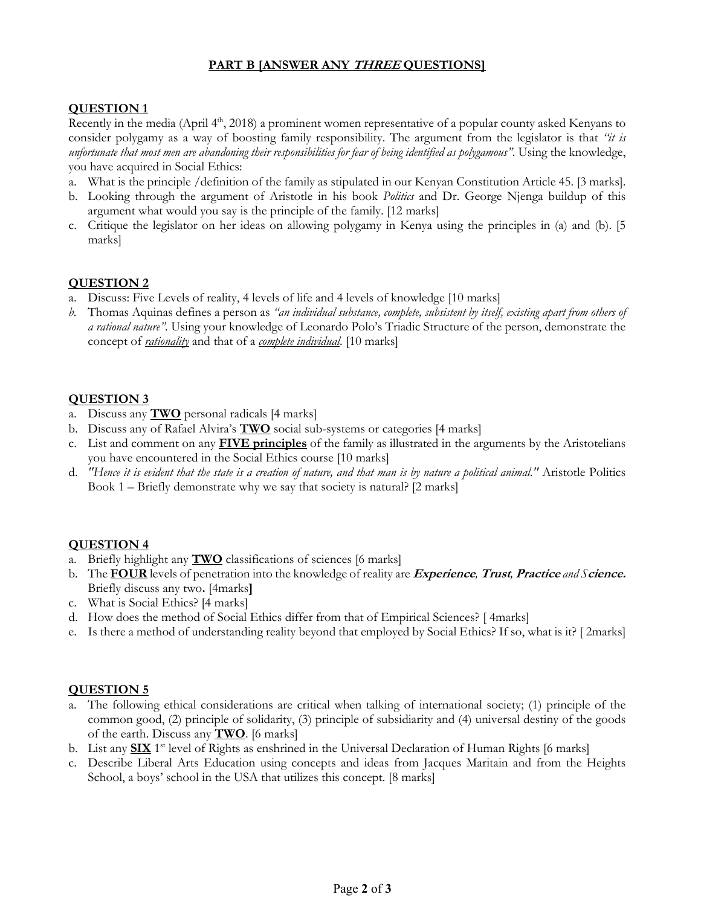## PART B [ANSWER ANY *THREE* QUESTIONS]

### QUESTION 1

Recently in the media (April 4th, 2018) a prominent women representative of a popular county asked Kenyans to consider polygamy as a way of boosting family responsibility. The argument from the legislator is that *"it is unfortunate that most men are abandoning their responsibilities for fear of being identified as polygamous"*. Using the knowledge, you have acquired in Social Ethics:

a. What is the principle /definition of the family as stipulated in our Kenyan Constitution Article 45. [3 marks].

b. Looking through the argument of Aristotle in his book *Politics* and Dr. George Njenga buildup of this argument what would you say is the principle of the family. [12 marks]

c. Critique the legislator on her ideas on allowing polygamy in Kenya using the principles in (a) and (b). [5 marks]

### QUESTION 2

a. Discuss: Five Levels of reality, 4 levels of life and 4 levels of knowledge [10 marks]

*b.* Thomas Aquinas defines a person as *"an individual substance, complete, subsistent by itself, existing apart from others of a rational nature"*. Using your knowledge of Leonardo Polo's Triadic Structure of the person, demonstrate the concept of ***rationality*** and that of a ***complete individual***. [10 marks]

### QUESTION 3

a. Discuss any **TWO** personal radicals [4 marks]

b. Discuss any of Rafael Alvira's **TWO** social sub-systems or categories [4 marks]

c. List and comment on any **FIVE principles** of the family as illustrated in the arguments by the Aristotelians you have encountered in the Social Ethics course [10 marks]

d. *"Hence it is evident that the state is a creation of nature, and that man is by nature a political animal."* Aristotle Politics Book 1 – Briefly demonstrate why we say that society is natural? [2 marks]

### QUESTION 4

a. Briefly highlight any **TWO** classifications of sciences [6 marks]

b. The **FOUR** levels of penetration into the knowledge of reality are ***Experience*, *Trust*, *Practice*** *and S***cience.** Briefly discuss any two**.** [4marks**]**

c. What is Social Ethics? [4 marks]

d. How does the method of Social Ethics differ from that of Empirical Sciences? [ 4marks]

e. Is there a method of understanding reality beyond that employed by Social Ethics? If so, what is it? [ 2marks]

### QUESTION 5

a. The following ethical considerations are critical when talking of international society; (1) principle of the common good, (2) principle of solidarity, (3) principle of subsidiarity and (4) universal destiny of the goods of the earth. Discuss any **TWO**. [6 marks]

b. List any **SIX** 1st level of Rights as enshrined in the Universal Declaration of Human Rights [6 marks]

c. Describe Liberal Arts Education using concepts and ideas from Jacques Maritain and from the Heights School, a boys' school in the USA that utilizes this concept. [8 marks]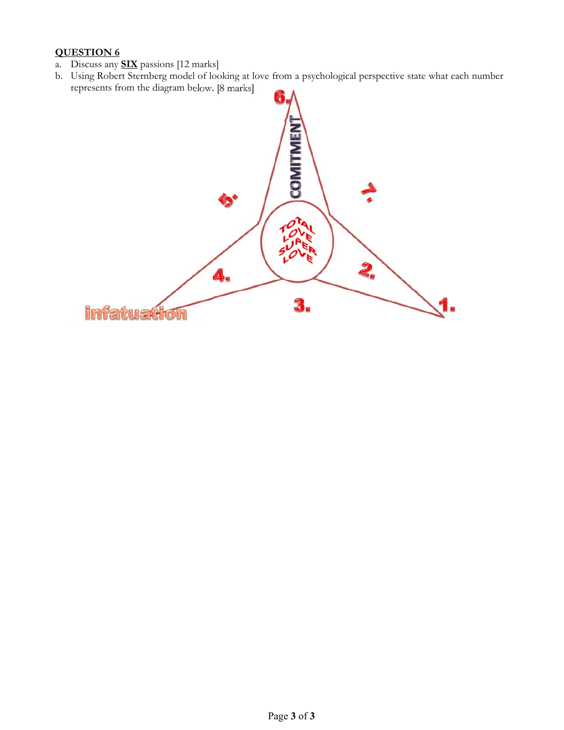**QUESTION 6**

a. Discuss any **SIX** passions [12 marks]

b. Using Robert Sternberg model of looking at love from a psychological perspective state what each number represents from the diagram below. [8 marks]

6.

COMITMENT

5.

7.

TOTAL LOVE SUPER LOVE

4.

2.

3.

1.

infatuation